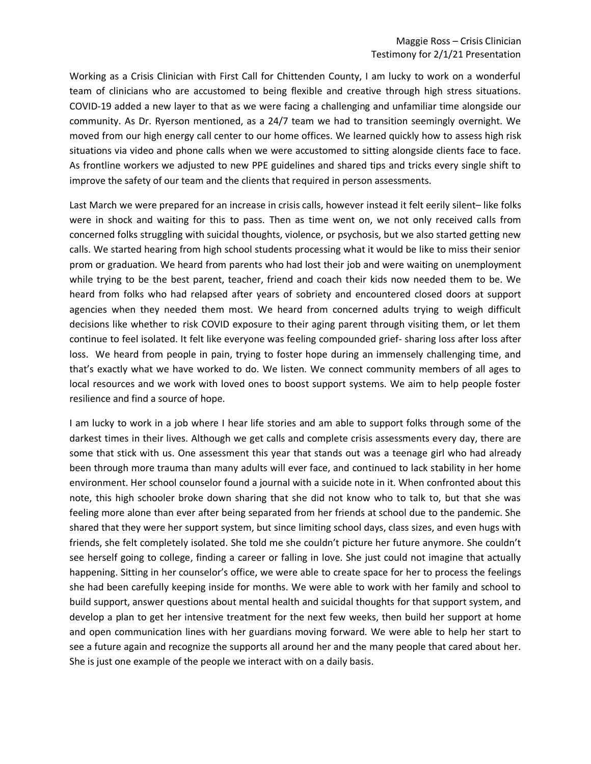Maggie Ross – Crisis Clinician
Testimony for 2/1/21 Presentation

Working as a Crisis Clinician with First Call for Chittenden County, I am lucky to work on a wonderful team of clinicians who are accustomed to being flexible and creative through high stress situations. COVID-19 added a new layer to that as we were facing a challenging and unfamiliar time alongside our community. As Dr. Ryerson mentioned, as a 24/7 team we had to transition seemingly overnight. We moved from our high energy call center to our home offices. We learned quickly how to assess high risk situations via video and phone calls when we were accustomed to sitting alongside clients face to face. As frontline workers we adjusted to new PPE guidelines and shared tips and tricks every single shift to improve the safety of our team and the clients that required in person assessments.

Last March we were prepared for an increase in crisis calls, however instead it felt eerily silent– like folks were in shock and waiting for this to pass. Then as time went on, we not only received calls from concerned folks struggling with suicidal thoughts, violence, or psychosis, but we also started getting new calls. We started hearing from high school students processing what it would be like to miss their senior prom or graduation. We heard from parents who had lost their job and were waiting on unemployment while trying to be the best parent, teacher, friend and coach their kids now needed them to be. We heard from folks who had relapsed after years of sobriety and encountered closed doors at support agencies when they needed them most. We heard from concerned adults trying to weigh difficult decisions like whether to risk COVID exposure to their aging parent through visiting them, or let them continue to feel isolated. It felt like everyone was feeling compounded grief- sharing loss after loss after loss. We heard from people in pain, trying to foster hope during an immensely challenging time, and that's exactly what we have worked to do. We listen. We connect community members of all ages to local resources and we work with loved ones to boost support systems. We aim to help people foster resilience and find a source of hope.

I am lucky to work in a job where I hear life stories and am able to support folks through some of the darkest times in their lives. Although we get calls and complete crisis assessments every day, there are some that stick with us. One assessment this year that stands out was a teenage girl who had already been through more trauma than many adults will ever face, and continued to lack stability in her home environment. Her school counselor found a journal with a suicide note in it. When confronted about this note, this high schooler broke down sharing that she did not know who to talk to, but that she was feeling more alone than ever after being separated from her friends at school due to the pandemic. She shared that they were her support system, but since limiting school days, class sizes, and even hugs with friends, she felt completely isolated. She told me she couldn't picture her future anymore. She couldn't see herself going to college, finding a career or falling in love. She just could not imagine that actually happening. Sitting in her counselor's office, we were able to create space for her to process the feelings she had been carefully keeping inside for months. We were able to work with her family and school to build support, answer questions about mental health and suicidal thoughts for that support system, and develop a plan to get her intensive treatment for the next few weeks, then build her support at home and open communication lines with her guardians moving forward. We were able to help her start to see a future again and recognize the supports all around her and the many people that cared about her. She is just one example of the people we interact with on a daily basis.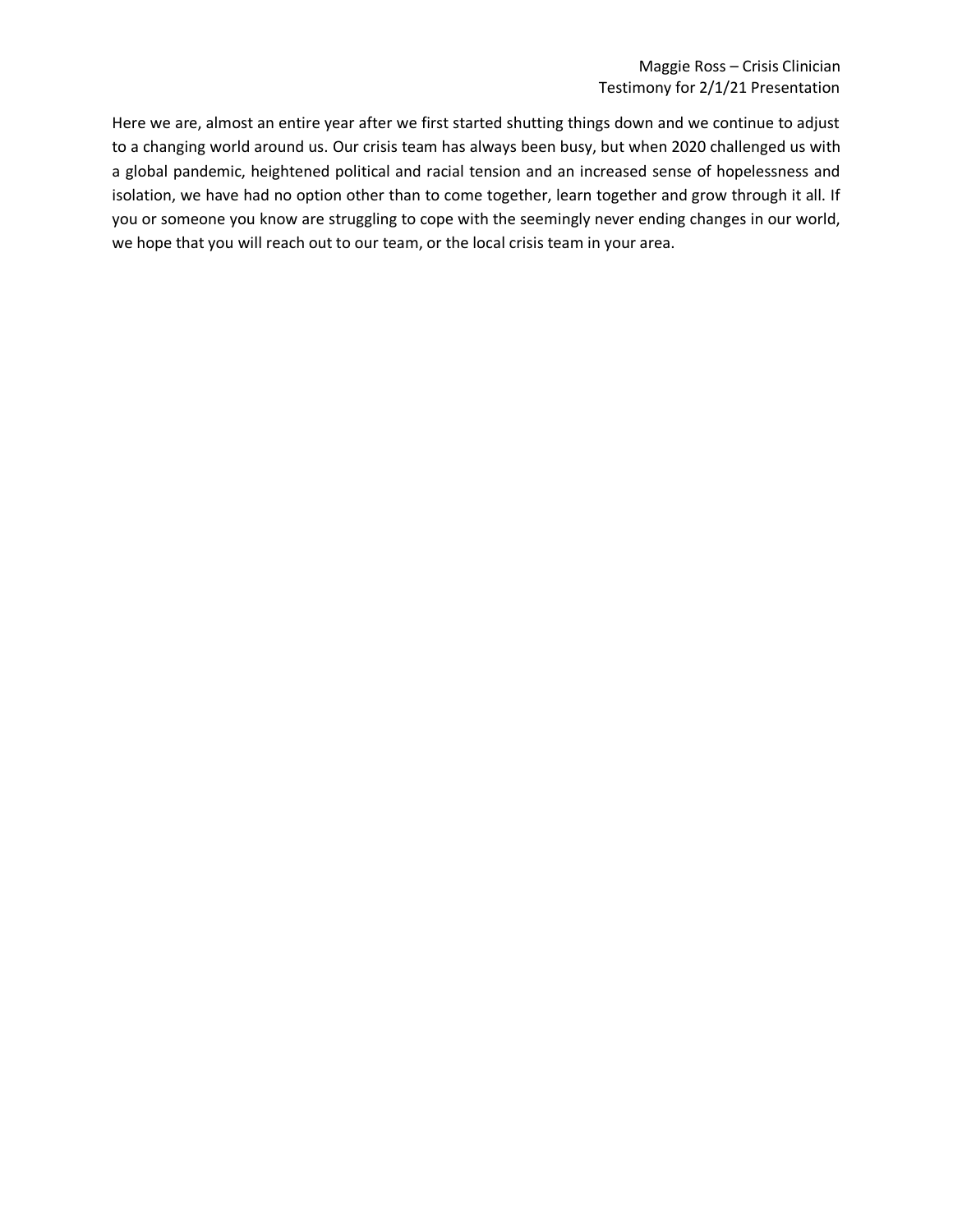Maggie Ross – Crisis Clinician
Testimony for 2/1/21 Presentation

Here we are, almost an entire year after we first started shutting things down and we continue to adjust to a changing world around us. Our crisis team has always been busy, but when 2020 challenged us with a global pandemic, heightened political and racial tension and an increased sense of hopelessness and isolation, we have had no option other than to come together, learn together and grow through it all. If you or someone you know are struggling to cope with the seemingly never ending changes in our world, we hope that you will reach out to our team, or the local crisis team in your area.